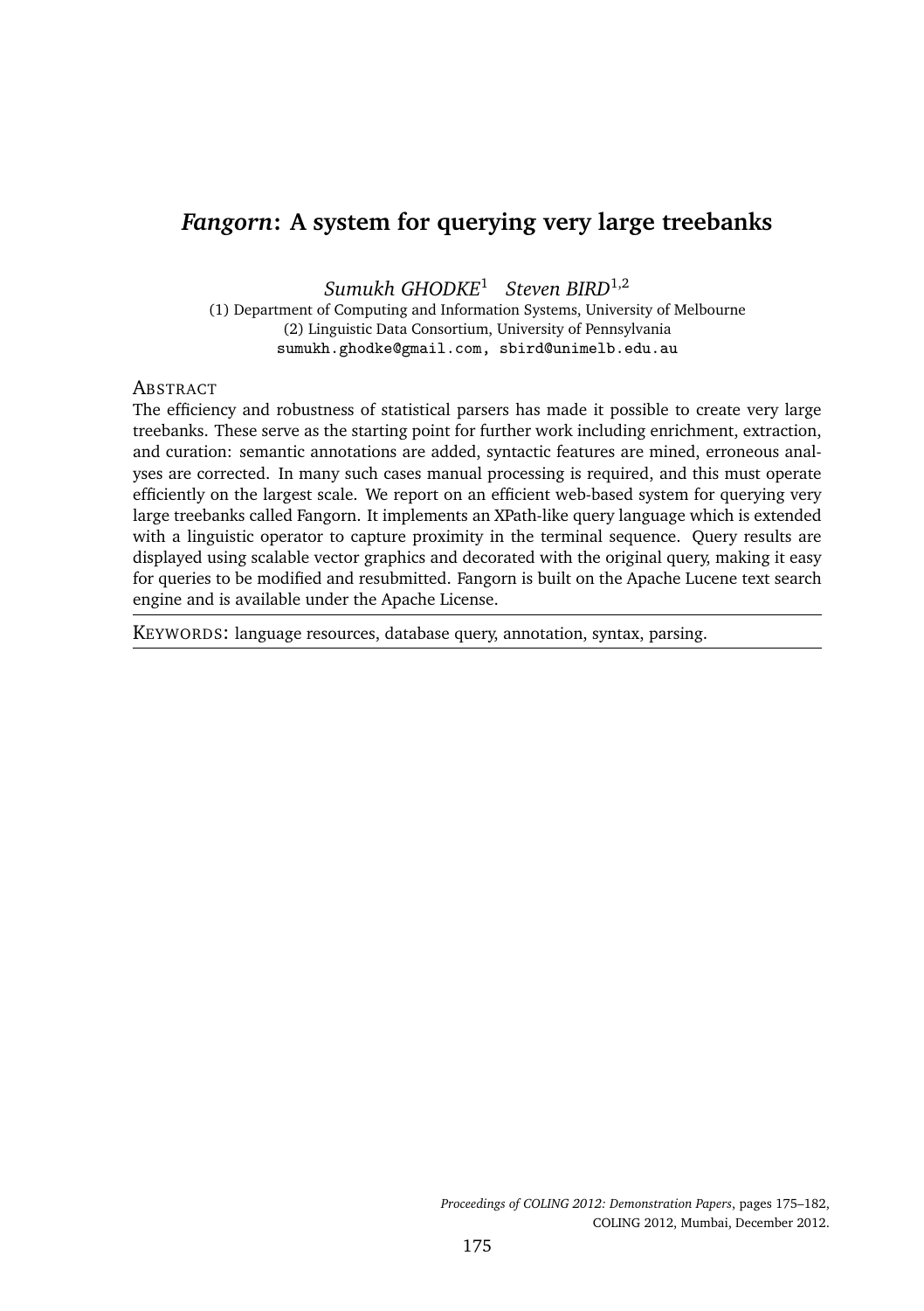# *Fangorn*: A system for querying very large treebanks

*Sumukh GHODKE*[1] *Steven BIRD*[1,2]

(1) Department of Computing and Information Systems, University of Melbourne
(2) Linguistic Data Consortium, University of Pennsylvania
sumukh.ghodke@gmail.com, sbird@unimelb.edu.au

## Abstract

The efficiency and robustness of statistical parsers has made it possible to create very large treebanks. These serve as the starting point for further work including enrichment, extraction, and curation: semantic annotations are added, syntactic features are mined, erroneous analyses are corrected. In many such cases manual processing is required, and this must operate efficiently on the largest scale. We report on an efficient web-based system for querying very large treebanks called Fangorn. It implements an XPath-like query language which is extended with a linguistic operator to capture proximity in the terminal sequence. Query results are displayed using scalable vector graphics and decorated with the original query, making it easy for queries to be modified and resubmitted. Fangorn is built on the Apache Lucene text search engine and is available under the Apache License.

KEYWORDS: language resources, database query, annotation, syntax, parsing.

*Proceedings of COLING 2012: Demonstration Papers*, pages 175–182,
COLING 2012, Mumbai, December 2012.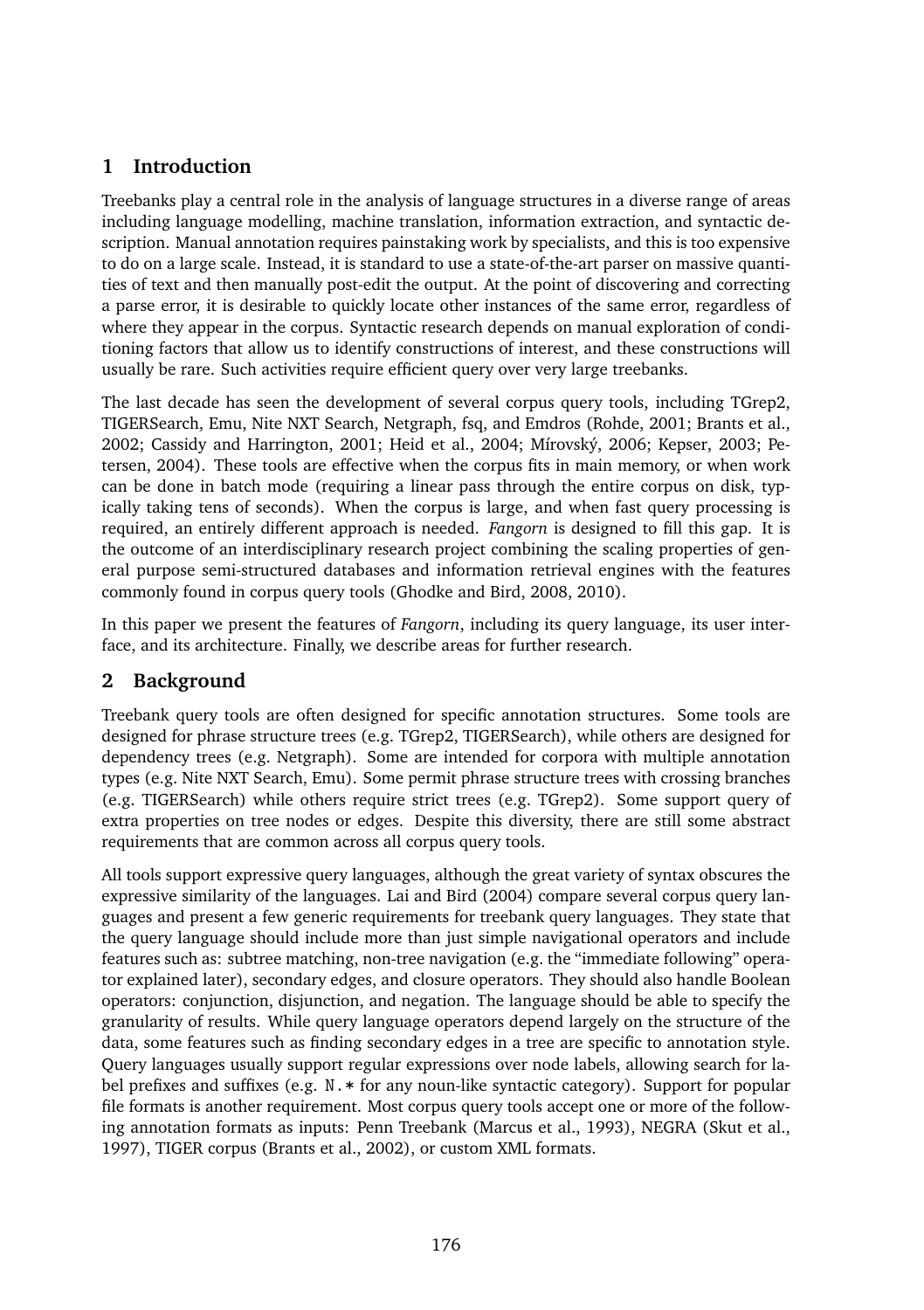## 1 Introduction

Treebanks play a central role in the analysis of language structures in a diverse range of areas including language modelling, machine translation, information extraction, and syntactic description. Manual annotation requires painstaking work by specialists, and this is too expensive to do on a large scale. Instead, it is standard to use a state-of-the-art parser on massive quantities of text and then manually post-edit the output. At the point of discovering and correcting a parse error, it is desirable to quickly locate other instances of the same error, regardless of where they appear in the corpus. Syntactic research depends on manual exploration of conditioning factors that allow us to identify constructions of interest, and these constructions will usually be rare. Such activities require efficient query over very large treebanks.

The last decade has seen the development of several corpus query tools, including TGrep2, TIGERSearch, Emu, Nite NXT Search, Netgraph, fsq, and Emdros (Rohde, 2001; Brants et al., 2002; Cassidy and Harrington, 2001; Heid et al., 2004; Mírovský, 2006; Kepser, 2003; Petersen, 2004). These tools are effective when the corpus fits in main memory, or when work can be done in batch mode (requiring a linear pass through the entire corpus on disk, typically taking tens of seconds). When the corpus is large, and when fast query processing is required, an entirely different approach is needed. *Fangorn* is designed to fill this gap. It is the outcome of an interdisciplinary research project combining the scaling properties of general purpose semi-structured databases and information retrieval engines with the features commonly found in corpus query tools (Ghodke and Bird, 2008, 2010).

In this paper we present the features of *Fangorn*, including its query language, its user interface, and its architecture. Finally, we describe areas for further research.

## 2 Background

Treebank query tools are often designed for specific annotation structures. Some tools are designed for phrase structure trees (e.g. TGrep2, TIGERSearch), while others are designed for dependency trees (e.g. Netgraph). Some are intended for corpora with multiple annotation types (e.g. Nite NXT Search, Emu). Some permit phrase structure trees with crossing branches (e.g. TIGERSearch) while others require strict trees (e.g. TGrep2). Some support query of extra properties on tree nodes or edges. Despite this diversity, there are still some abstract requirements that are common across all corpus query tools.

All tools support expressive query languages, although the great variety of syntax obscures the expressive similarity of the languages. Lai and Bird (2004) compare several corpus query languages and present a few generic requirements for treebank query languages. They state that the query language should include more than just simple navigational operators and include features such as: subtree matching, non-tree navigation (e.g. the "immediate following" operator explained later), secondary edges, and closure operators. They should also handle Boolean operators: conjunction, disjunction, and negation. The language should be able to specify the granularity of results. While query language operators depend largely on the structure of the data, some features such as finding secondary edges in a tree are specific to annotation style. Query languages usually support regular expressions over node labels, allowing search for label prefixes and suffixes (e.g. `N.*` for any noun-like syntactic category). Support for popular file formats is another requirement. Most corpus query tools accept one or more of the following annotation formats as inputs: Penn Treebank (Marcus et al., 1993), NEGRA (Skut et al., 1997), TIGER corpus (Brants et al., 2002), or custom XML formats.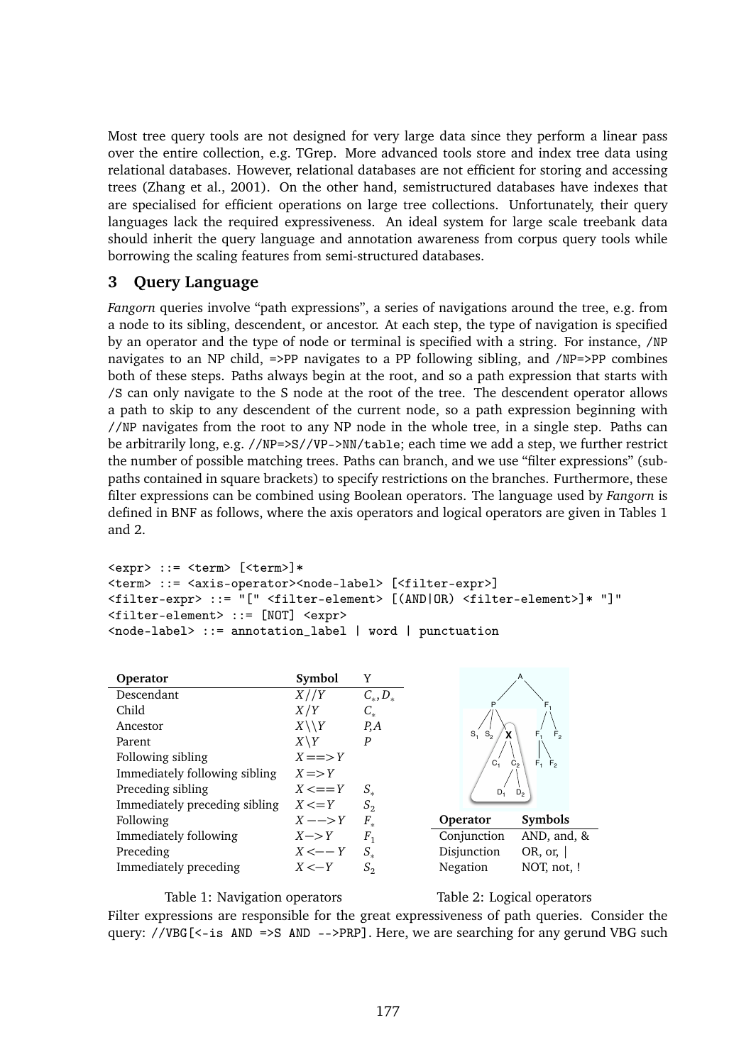Most tree query tools are not designed for very large data since they perform a linear pass over the entire collection, e.g. TGrep. More advanced tools store and index tree data using relational databases. However, relational databases are not efficient for storing and accessing trees (Zhang et al., 2001). On the other hand, semistructured databases have indexes that are specialised for efficient operations on large tree collections. Unfortunately, their query languages lack the required expressiveness. An ideal system for large scale treebank data should inherit the query language and annotation awareness from corpus query tools while borrowing the scaling features from semi-structured databases.

## 3 Query Language

*Fangorn* queries involve "path expressions", a series of navigations around the tree, e.g. from a node to its sibling, descendent, or ancestor. At each step, the type of navigation is specified by an operator and the type of node or terminal is specified with a string. For instance, `/NP` navigates to an NP child, `=>PP` navigates to a PP following sibling, and `/NP=>PP` combines both of these steps. Paths always begin at the root, and so a path expression that starts with `/S` can only navigate to the S node at the root of the tree. The descendent operator allows a path to skip to any descendent of the current node, so a path expression beginning with `//NP` navigates from the root to any NP node in the whole tree, in a single step. Paths can be arbitrarily long, e.g. `//NP=>S//VP->NN/table`; each time we add a step, we further restrict the number of possible matching trees. Paths can branch, and we use "filter expressions" (subpaths contained in square brackets) to specify restrictions on the branches. Furthermore, these filter expressions can be combined using Boolean operators. The language used by *Fangorn* is defined in BNF as follows, where the axis operators and logical operators are given in Tables 1 and 2.

```
<expr> ::= <term> [<term>]*
<term> ::= <axis-operator><node-label> [<filter-expr>]
<filter-expr> ::= "[" <filter-element> [(AND|OR) <filter-element>]* "]"
<filter-element> ::= [NOT] <expr>
<node-label> ::= annotation_label | word | punctuation
```

| Operator | Symbol | Y |
|---|---|---|
| Descendant | $X//Y$ | $C_*, D_*$ |
| Child | $X/Y$ | $C_*$ |
| Ancestor | $X\backslash\backslash Y$ | $P, A$ |
| Parent | $X\backslash Y$ | $P$ |
| Following sibling | $X==>Y$ | |
| Immediately following sibling | $X=>Y$ | |
| Preceding sibling | $X<==Y$ | $S_*$ |
| Immediately preceding sibling | $X<=Y$ | $S_2$ |
| Following | $X-->Y$ | $F_*$ |
| Immediately following | $X->Y$ | $F_1$ |
| Preceding | $X<--Y$ | $S_*$ |
| Immediately preceding | $X<-Y$ | $S_2$ |

Table 1: Navigation operators

| Operator | Symbols |
|---|---|
| Conjunction | AND, and, & |
| Disjunction | OR, or, \| |
| Negation | NOT, not, ! |

Table 2: Logical operators

Filter expressions are responsible for the great expressiveness of path queries. Consider the query: `//VBG[<-is AND =>S AND -->PRP]`. Here, we are searching for any gerund VBG such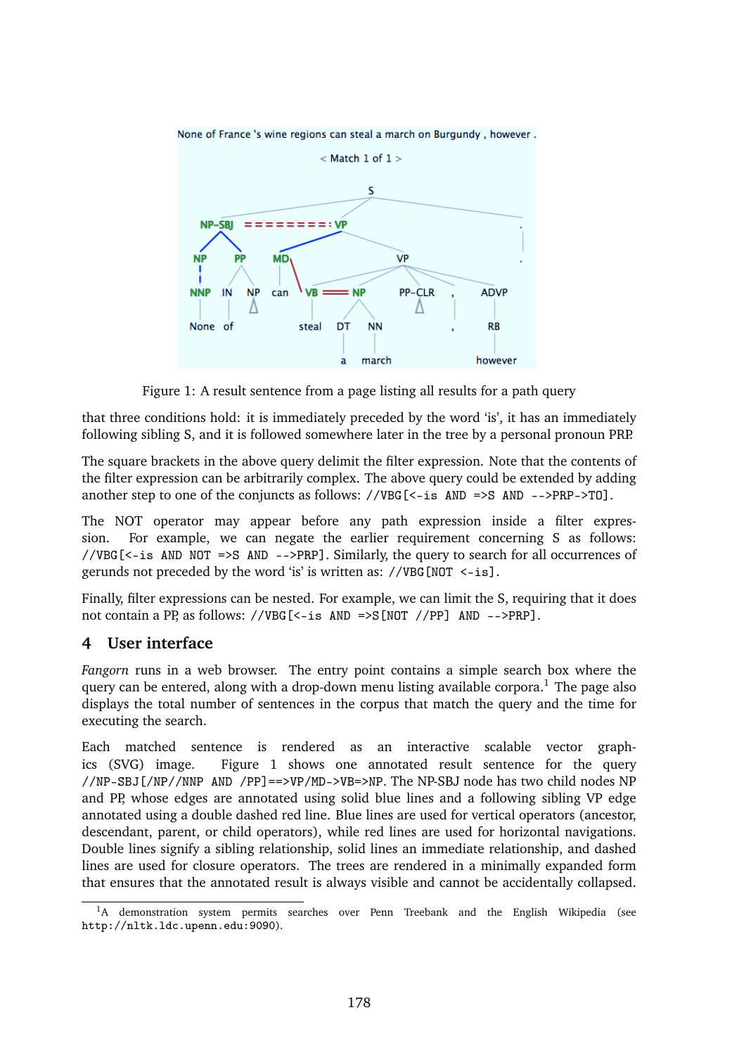Figure 1: A result sentence from a page listing all results for a path query

that three conditions hold: it is immediately preceded by the word 'is', it has an immediately following sibling S, and it is followed somewhere later in the tree by a personal pronoun PRP.

The square brackets in the above query delimit the filter expression. Note that the contents of the filter expression can be arbitrarily complex. The above query could be extended by adding another step to one of the conjuncts as follows: `//VBG[<-is AND =>S AND -->PRP->TO]`.

The NOT operator may appear before any path expression inside a filter expression. For example, we can negate the earlier requirement concerning S as follows: `//VBG[<-is AND NOT =>S AND -->PRP]`. Similarly, the query to search for all occurrences of gerunds not preceded by the word 'is' is written as: `//VBG[NOT <-is]`.

Finally, filter expressions can be nested. For example, we can limit the S, requiring that it does not contain a PP, as follows: `//VBG[<-is AND =>S[NOT //PP] AND -->PRP]`.

## 4 User interface

*Fangorn* runs in a web browser. The entry point contains a simple search box where the query can be entered, along with a drop-down menu listing available corpora.[1] The page also displays the total number of sentences in the corpus that match the query and the time for executing the search.

Each matched sentence is rendered as an interactive scalable vector graphics (SVG) image. Figure 1 shows one annotated result sentence for the query `//NP-SBJ[/NP//NNP AND /PP]==>VP/MD->VB=>NP`. The NP-SBJ node has two child nodes NP and PP, whose edges are annotated using solid blue lines and a following sibling VP edge annotated using a double dashed red line. Blue lines are used for vertical operators (ancestor, descendant, parent, or child operators), while red lines are used for horizontal navigations. Double lines signify a sibling relationship, solid lines an immediate relationship, and dashed lines are used for closure operators. The trees are rendered in a minimally expanded form that ensures that the annotated result is always visible and cannot be accidentally collapsed.

[1] A demonstration system permits searches over Penn Treebank and the English Wikipedia (see `http://nltk.ldc.upenn.edu:9090`).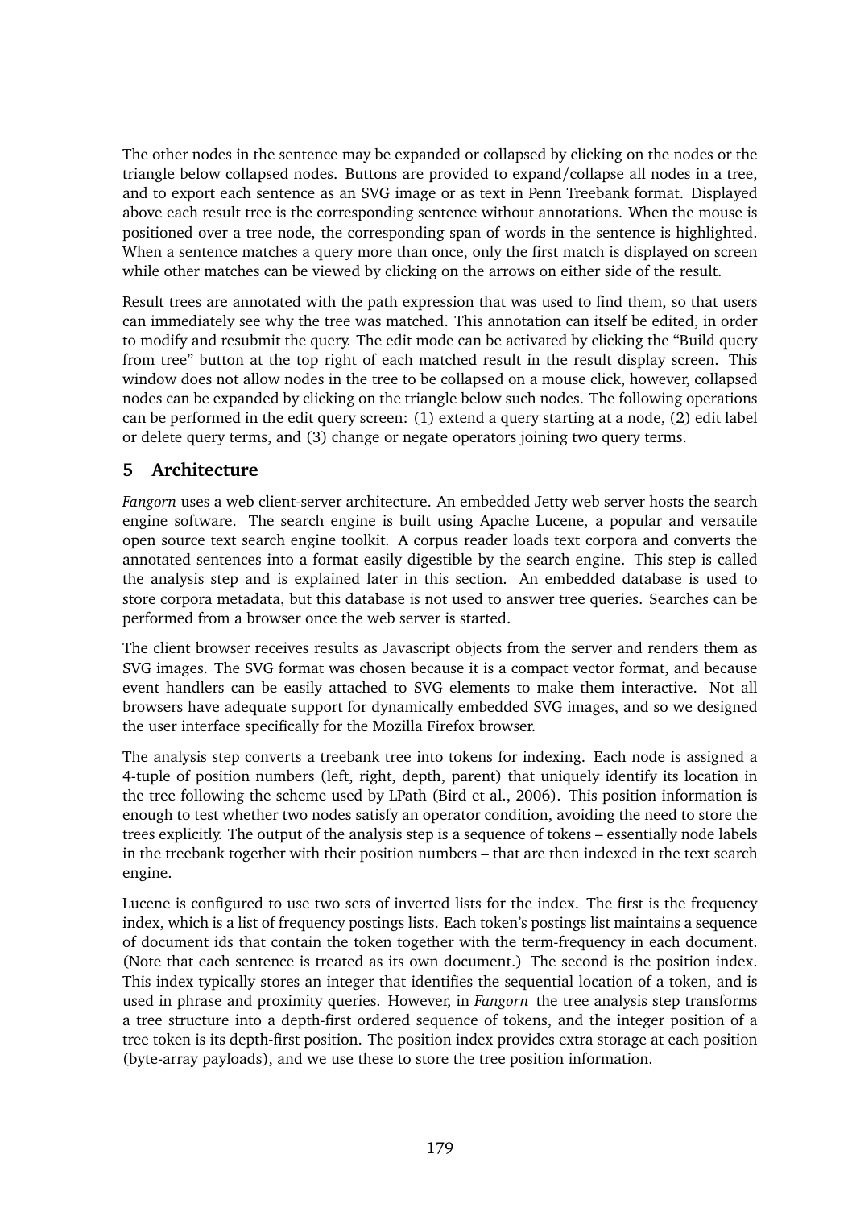The other nodes in the sentence may be expanded or collapsed by clicking on the nodes or the triangle below collapsed nodes. Buttons are provided to expand/collapse all nodes in a tree, and to export each sentence as an SVG image or as text in Penn Treebank format. Displayed above each result tree is the corresponding sentence without annotations. When the mouse is positioned over a tree node, the corresponding span of words in the sentence is highlighted. When a sentence matches a query more than once, only the first match is displayed on screen while other matches can be viewed by clicking on the arrows on either side of the result.

Result trees are annotated with the path expression that was used to find them, so that users can immediately see why the tree was matched. This annotation can itself be edited, in order to modify and resubmit the query. The edit mode can be activated by clicking the "Build query from tree" button at the top right of each matched result in the result display screen. This window does not allow nodes in the tree to be collapsed on a mouse click, however, collapsed nodes can be expanded by clicking on the triangle below such nodes. The following operations can be performed in the edit query screen: (1) extend a query starting at a node, (2) edit label or delete query terms, and (3) change or negate operators joining two query terms.

## 5 Architecture

*Fangorn* uses a web client-server architecture. An embedded Jetty web server hosts the search engine software. The search engine is built using Apache Lucene, a popular and versatile open source text search engine toolkit. A corpus reader loads text corpora and converts the annotated sentences into a format easily digestible by the search engine. This step is called the analysis step and is explained later in this section. An embedded database is used to store corpora metadata, but this database is not used to answer tree queries. Searches can be performed from a browser once the web server is started.

The client browser receives results as Javascript objects from the server and renders them as SVG images. The SVG format was chosen because it is a compact vector format, and because event handlers can be easily attached to SVG elements to make them interactive. Not all browsers have adequate support for dynamically embedded SVG images, and so we designed the user interface specifically for the Mozilla Firefox browser.

The analysis step converts a treebank tree into tokens for indexing. Each node is assigned a 4-tuple of position numbers (left, right, depth, parent) that uniquely identify its location in the tree following the scheme used by LPath (Bird et al., 2006). This position information is enough to test whether two nodes satisfy an operator condition, avoiding the need to store the trees explicitly. The output of the analysis step is a sequence of tokens – essentially node labels in the treebank together with their position numbers – that are then indexed in the text search engine.

Lucene is configured to use two sets of inverted lists for the index. The first is the frequency index, which is a list of frequency postings lists. Each token's postings list maintains a sequence of document ids that contain the token together with the term-frequency in each document. (Note that each sentence is treated as its own document.) The second is the position index. This index typically stores an integer that identifies the sequential location of a token, and is used in phrase and proximity queries. However, in *Fangorn* the tree analysis step transforms a tree structure into a depth-first ordered sequence of tokens, and the integer position of a tree token is its depth-first position. The position index provides extra storage at each position (byte-array payloads), and we use these to store the tree position information.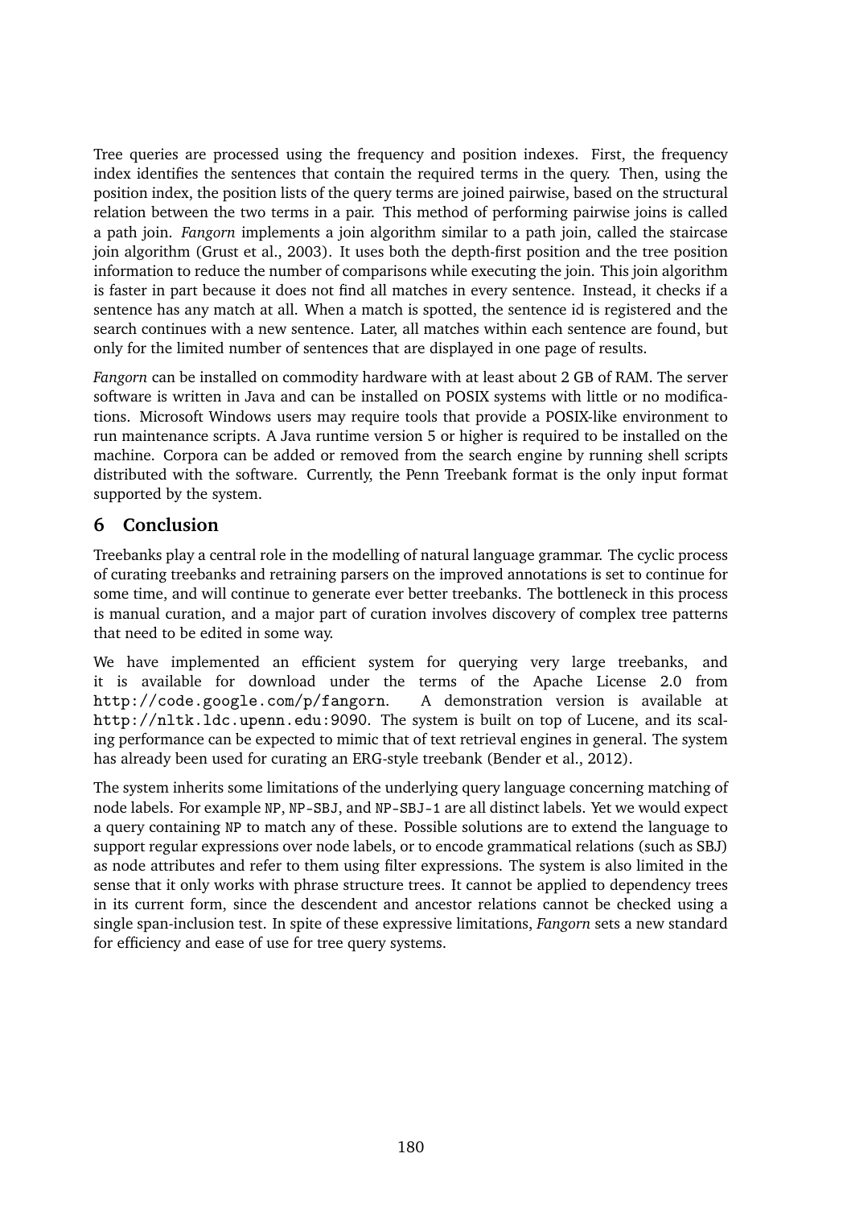Tree queries are processed using the frequency and position indexes. First, the frequency index identifies the sentences that contain the required terms in the query. Then, using the position index, the position lists of the query terms are joined pairwise, based on the structural relation between the two terms in a pair. This method of performing pairwise joins is called a path join. *Fangorn* implements a join algorithm similar to a path join, called the staircase join algorithm (Grust et al., 2003). It uses both the depth-first position and the tree position information to reduce the number of comparisons while executing the join. This join algorithm is faster in part because it does not find all matches in every sentence. Instead, it checks if a sentence has any match at all. When a match is spotted, the sentence id is registered and the search continues with a new sentence. Later, all matches within each sentence are found, but only for the limited number of sentences that are displayed in one page of results.

*Fangorn* can be installed on commodity hardware with at least about 2 GB of RAM. The server software is written in Java and can be installed on POSIX systems with little or no modifications. Microsoft Windows users may require tools that provide a POSIX-like environment to run maintenance scripts. A Java runtime version 5 or higher is required to be installed on the machine. Corpora can be added or removed from the search engine by running shell scripts distributed with the software. Currently, the Penn Treebank format is the only input format supported by the system.

## 6 Conclusion

Treebanks play a central role in the modelling of natural language grammar. The cyclic process of curating treebanks and retraining parsers on the improved annotations is set to continue for some time, and will continue to generate ever better treebanks. The bottleneck in this process is manual curation, and a major part of curation involves discovery of complex tree patterns that need to be edited in some way.

We have implemented an efficient system for querying very large treebanks, and it is available for download under the terms of the Apache License 2.0 from `http://code.google.com/p/fangorn`. A demonstration version is available at `http://nltk.ldc.upenn.edu:9090`. The system is built on top of Lucene, and its scaling performance can be expected to mimic that of text retrieval engines in general. The system has already been used for curating an ERG-style treebank (Bender et al., 2012).

The system inherits some limitations of the underlying query language concerning matching of node labels. For example `NP`, `NP-SBJ`, and `NP-SBJ-1` are all distinct labels. Yet we would expect a query containing `NP` to match any of these. Possible solutions are to extend the language to support regular expressions over node labels, or to encode grammatical relations (such as SBJ) as node attributes and refer to them using filter expressions. The system is also limited in the sense that it only works with phrase structure trees. It cannot be applied to dependency trees in its current form, since the descendent and ancestor relations cannot be checked using a single span-inclusion test. In spite of these expressive limitations, *Fangorn* sets a new standard for efficiency and ease of use for tree query systems.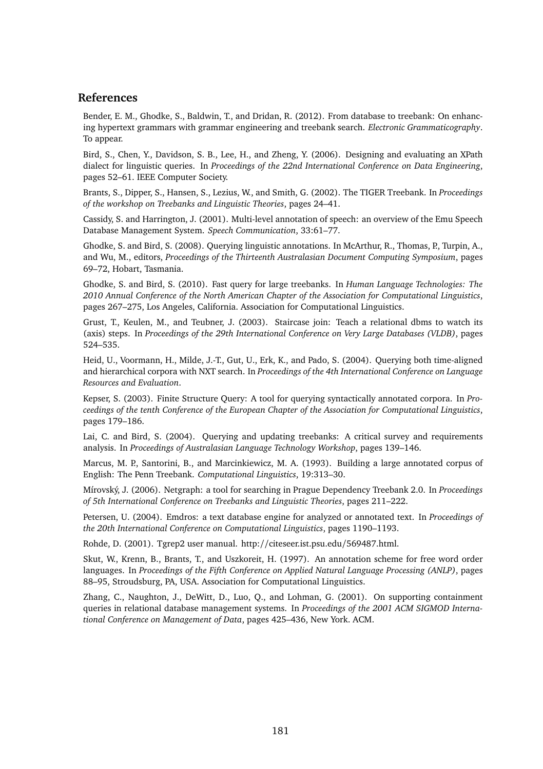## References

Bender, E. M., Ghodke, S., Baldwin, T., and Dridan, R. (2012). From database to treebank: On enhancing hypertext grammars with grammar engineering and treebank search. *Electronic Grammaticography*. To appear.

Bird, S., Chen, Y., Davidson, S. B., Lee, H., and Zheng, Y. (2006). Designing and evaluating an XPath dialect for linguistic queries. In *Proceedings of the 22nd International Conference on Data Engineering*, pages 52–61. IEEE Computer Society.

Brants, S., Dipper, S., Hansen, S., Lezius, W., and Smith, G. (2002). The TIGER Treebank. In *Proceedings of the workshop on Treebanks and Linguistic Theories*, pages 24–41.

Cassidy, S. and Harrington, J. (2001). Multi-level annotation of speech: an overview of the Emu Speech Database Management System. *Speech Communication*, 33:61–77.

Ghodke, S. and Bird, S. (2008). Querying linguistic annotations. In McArthur, R., Thomas, P., Turpin, A., and Wu, M., editors, *Proceedings of the Thirteenth Australasian Document Computing Symposium*, pages 69–72, Hobart, Tasmania.

Ghodke, S. and Bird, S. (2010). Fast query for large treebanks. In *Human Language Technologies: The 2010 Annual Conference of the North American Chapter of the Association for Computational Linguistics*, pages 267–275, Los Angeles, California. Association for Computational Linguistics.

Grust, T., Keulen, M., and Teubner, J. (2003). Staircase join: Teach a relational dbms to watch its (axis) steps. In *Proceedings of the 29th International Conference on Very Large Databases (VLDB)*, pages 524–535.

Heid, U., Voormann, H., Milde, J.-T., Gut, U., Erk, K., and Pado, S. (2004). Querying both time-aligned and hierarchical corpora with NXT search. In *Proceedings of the 4th International Conference on Language Resources and Evaluation*.

Kepser, S. (2003). Finite Structure Query: A tool for querying syntactically annotated corpora. In *Proceedings of the tenth Conference of the European Chapter of the Association for Computational Linguistics*, pages 179–186.

Lai, C. and Bird, S. (2004). Querying and updating treebanks: A critical survey and requirements analysis. In *Proceedings of Australasian Language Technology Workshop*, pages 139–146.

Marcus, M. P., Santorini, B., and Marcinkiewicz, M. A. (1993). Building a large annotated corpus of English: The Penn Treebank. *Computational Linguistics*, 19:313–30.

Mírovský, J. (2006). Netgraph: a tool for searching in Prague Dependency Treebank 2.0. In *Proceedings of 5th International Conference on Treebanks and Linguistic Theories*, pages 211–222.

Petersen, U. (2004). Emdros: a text database engine for analyzed or annotated text. In *Proceedings of the 20th International Conference on Computational Linguistics*, pages 1190–1193.

Rohde, D. (2001). Tgrep2 user manual. http://citeseer.ist.psu.edu/569487.html.

Skut, W., Krenn, B., Brants, T., and Uszkoreit, H. (1997). An annotation scheme for free word order languages. In *Proceedings of the Fifth Conference on Applied Natural Language Processing (ANLP)*, pages 88–95, Stroudsburg, PA, USA. Association for Computational Linguistics.

Zhang, C., Naughton, J., DeWitt, D., Luo, Q., and Lohman, G. (2001). On supporting containment queries in relational database management systems. In *Proceedings of the 2001 ACM SIGMOD International Conference on Management of Data*, pages 425–436, New York. ACM.